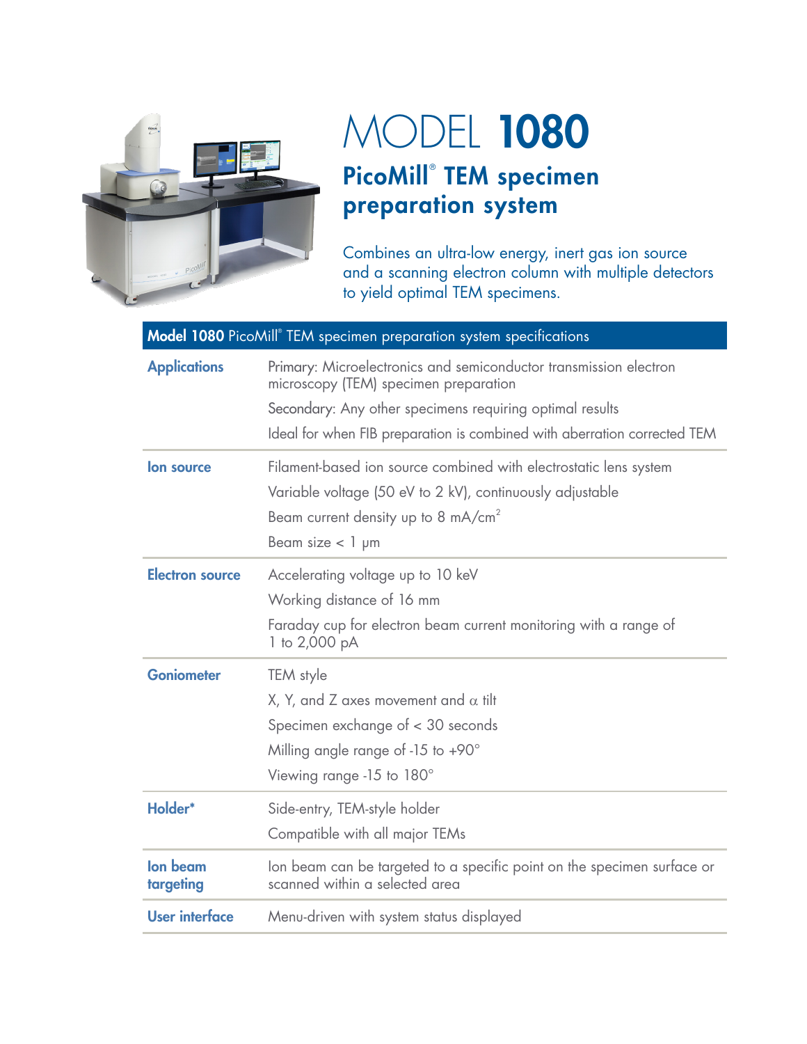# MODEL 1080

## PicoMill® TEM specimen preparation system

Combines an ultra-low energy, inert gas ion source and a scanning electron column with multiple detectors to yield optimal TEM specimens.

| **Model 1080** PicoMill® TEM specimen preparation system specifications | |
|---|---|
| **Applications** | Primary: Microelectronics and semiconductor transmission electron microscopy (TEM) specimen preparation<br>Secondary: Any other specimens requiring optimal results<br>Ideal for when FIB preparation is combined with aberration corrected TEM |
| **Ion source** | Filament-based ion source combined with electrostatic lens system<br>Variable voltage (50 eV to 2 kV), continuously adjustable<br>Beam current density up to 8 mA/cm$^2$<br>Beam size < 1 μm |
| **Electron source** | Accelerating voltage up to 10 keV<br>Working distance of 16 mm<br>Faraday cup for electron beam current monitoring with a range of 1 to 2,000 pA |
| **Goniometer** | TEM style<br>X, Y, and Z axes movement and $\alpha$ tilt<br>Specimen exchange of < 30 seconds<br>Milling angle range of -15 to +90°<br>Viewing range -15 to 180° |
| **Holder*** | Side-entry, TEM-style holder<br>Compatible with all major TEMs |
| **Ion beam targeting** | Ion beam can be targeted to a specific point on the specimen surface or scanned within a selected area |
| **User interface** | Menu-driven with system status displayed |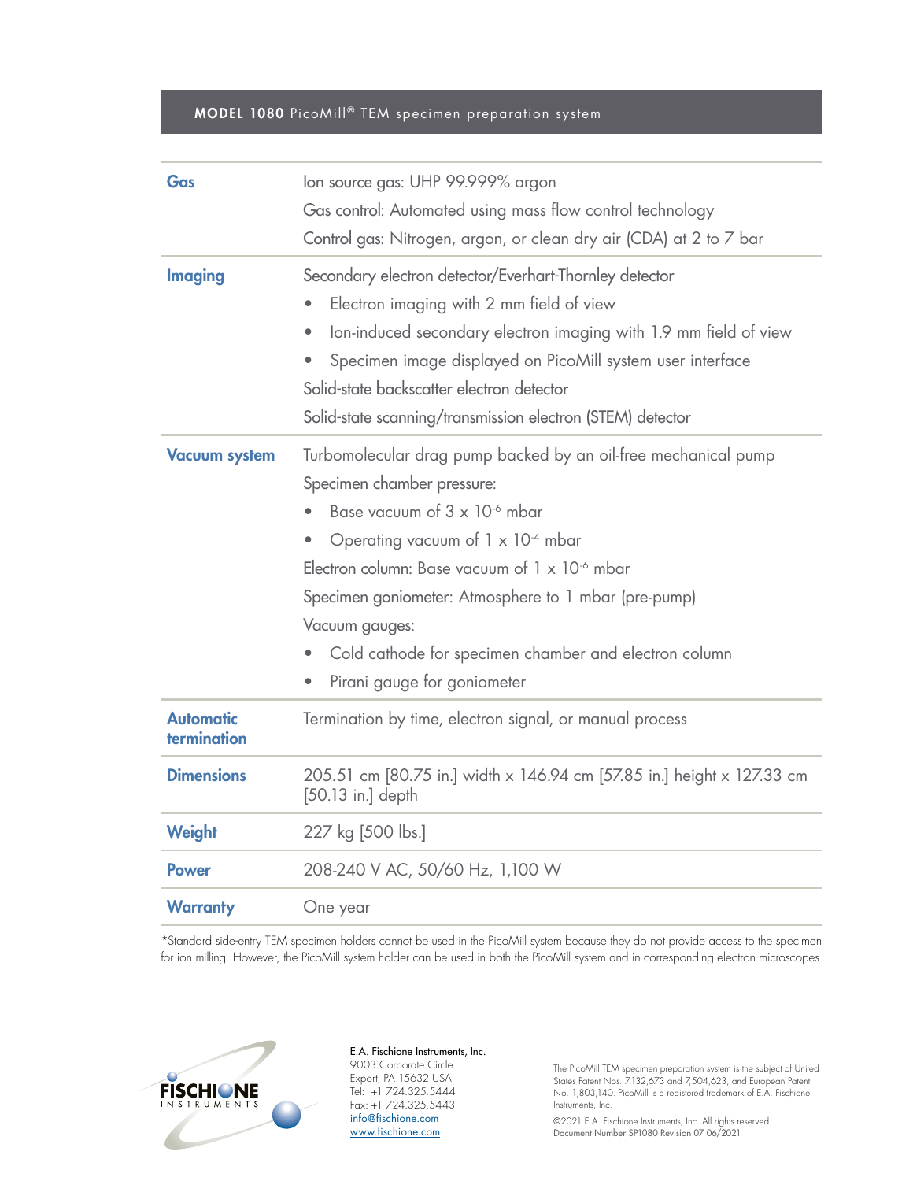## MODEL 1080 PicoMill® TEM specimen preparation system

| | |
|---|---|
| **Gas** | Ion source gas: UHP 99.999% argon<br>Gas control: Automated using mass flow control technology<br>Control gas: Nitrogen, argon, or clean dry air (CDA) at 2 to 7 bar |
| **Imaging** | Secondary electron detector/Everhart-Thornley detector<br>• Electron imaging with 2 mm field of view<br>• Ion-induced secondary electron imaging with 1.9 mm field of view<br>• Specimen image displayed on PicoMill system user interface<br>Solid-state backscatter electron detector<br>Solid-state scanning/transmission electron (STEM) detector |
| **Vacuum system** | Turbomolecular drag pump backed by an oil-free mechanical pump<br>Specimen chamber pressure:<br>• Base vacuum of 3 x $10^{-6}$ mbar<br>• Operating vacuum of 1 x $10^{-4}$ mbar<br>Electron column: Base vacuum of 1 x $10^{-6}$ mbar<br>Specimen goniometer: Atmosphere to 1 mbar (pre-pump)<br>Vacuum gauges:<br>• Cold cathode for specimen chamber and electron column<br>• Pirani gauge for goniometer |
| **Automatic termination** | Termination by time, electron signal, or manual process |
| **Dimensions** | 205.51 cm [80.75 in.] width x 146.94 cm [57.85 in.] height x 127.33 cm [50.13 in.] depth |
| **Weight** | 227 kg [500 lbs.] |
| **Power** | 208-240 V AC, 50/60 Hz, 1,100 W |
| **Warranty** | One year |

*Standard side-entry TEM specimen holders cannot be used in the PicoMill system because they do not provide access to the specimen for ion milling. However, the PicoMill system holder can be used in both the PicoMill system and in corresponding electron microscopes.

FISCHIONE INSTRUMENTS

E.A. Fischione Instruments, Inc.
9003 Corporate Circle
Export, PA 15632 USA
Tel: +1 724.325.5444
Fax: +1 724.325.5443
info@fischione.com
www.fischione.com

The PicoMill TEM specimen preparation system is the subject of United States Patent Nos. 7,132,673 and 7,504,623, and European Patent No. 1,803,140. PicoMill is a registered trademark of E.A. Fischione Instruments, Inc.

©2021 E.A. Fischione Instruments, Inc. All rights reserved.
Document Number SP1080 Revision 07 06/2021